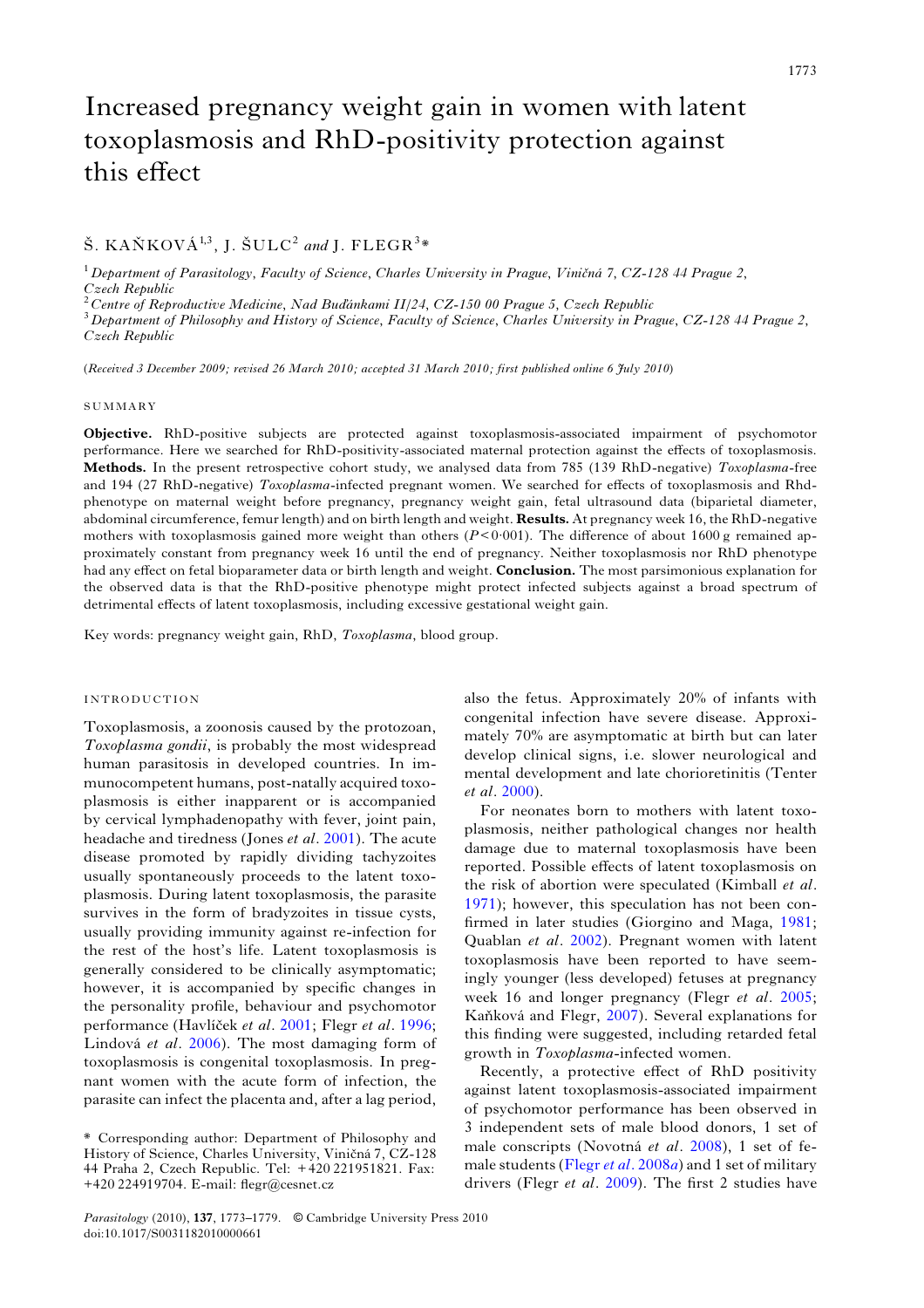# Increased pregnancy weight gain in women with latent toxoplasmosis and RhD-positivity protection against this effect

Š. KAŇKOVÁ[1,3], J. ŠULC[2] *and* J. FLEGR[3]*

[1] *Department of Parasitology, Faculty of Science, Charles University in Prague, Viničná 7, CZ-128 44 Prague 2, Czech Republic*
[2] *Centre of Reproductive Medicine, Nad Buďánkami II/24, CZ-150 00 Prague 5, Czech Republic*
[3] *Department of Philosophy and History of Science, Faculty of Science, Charles University in Prague, CZ-128 44 Prague 2, Czech Republic*

(*Received 3 December 2009; revised 26 March 2010; accepted 31 March 2010; first published online 6 July 2010*)

## SUMMARY

**Objective.** RhD-positive subjects are protected against toxoplasmosis-associated impairment of psychomotor performance. Here we searched for RhD-positivity-associated maternal protection against the effects of toxoplasmosis. **Methods.** In the present retrospective cohort study, we analysed data from 785 (139 RhD-negative) *Toxoplasma*-free and 194 (27 RhD-negative) *Toxoplasma*-infected pregnant women. We searched for effects of toxoplasmosis and Rhd-phenotype on maternal weight before pregnancy, pregnancy weight gain, fetal ultrasound data (biparietal diameter, abdominal circumference, femur length) and on birth length and weight. **Results.** At pregnancy week 16, the RhD-negative mothers with toxoplasmosis gained more weight than others ($P<0{\cdot}001$). The difference of about 1600 g remained approximately constant from pregnancy week 16 until the end of pregnancy. Neither toxoplasmosis nor RhD phenotype had any effect on fetal biparameter data or birth length and weight. **Conclusion.** The most parsimonious explanation for the observed data is that the RhD-positive phenotype might protect infected subjects against a broad spectrum of detrimental effects of latent toxoplasmosis, including excessive gestational weight gain.

Key words: pregnancy weight gain, RhD, *Toxoplasma*, blood group.

## INTRODUCTION

Toxoplasmosis, a zoonosis caused by the protozoan, *Toxoplasma gondii*, is probably the most widespread human parasitosis in developed countries. In immunocompetent humans, post-natally acquired toxoplasmosis is either inapparent or is accompanied by cervical lymphadenopathy with fever, joint pain, headache and tiredness (Jones *et al*. 2001). The acute disease promoted by rapidly dividing tachyzoites usually spontaneously proceeds to the latent toxoplasmosis. During latent toxoplasmosis, the parasite survives in the form of bradyzoites in tissue cysts, usually providing immunity against re-infection for the rest of the host's life. Latent toxoplasmosis is generally considered to be clinically asymptomatic; however, it is accompanied by specific changes in the personality profile, behaviour and psychomotor performance (Havlíček *et al*. 2001; Flegr *et al*. 1996; Lindová *et al*. 2006). The most damaging form of toxoplasmosis is congenital toxoplasmosis. In pregnant women with the acute form of infection, the parasite can infect the placenta and, after a lag period, also the fetus. Approximately 20% of infants with congenital infection have severe disease. Approximately 70% are asymptomatic at birth but can later develop clinical signs, i.e. slower neurological and mental development and late chorioretinitis (Tenter *et al*. 2000).

For neonates born to mothers with latent toxoplasmosis, neither pathological changes nor health damage due to maternal toxoplasmosis have been reported. Possible effects of latent toxoplasmosis on the risk of abortion were speculated (Kimball *et al*. 1971); however, this speculation has not been confirmed in later studies (Giorgino and Maga, 1981; Quablan *et al*. 2002). Pregnant women with latent toxoplasmosis have been reported to have seemingly younger (less developed) fetuses at pregnancy week 16 and longer pregnancy (Flegr *et al*. 2005; Kaňková and Flegr, 2007). Several explanations for this finding were suggested, including retarded fetal growth in *Toxoplasma*-infected women.

Recently, a protective effect of RhD positivity against latent toxoplasmosis-associated impairment of psychomotor performance has been observed in 3 independent sets of male blood donors, 1 set of male conscripts (Novotná *et al*. 2008), 1 set of female students (Flegr *et al*. 2008*a*) and 1 set of military drivers (Flegr *et al*. 2009). The first 2 studies have

* Corresponding author: Department of Philosophy and History of Science, Charles University, Viničná 7, CZ-128 44 Praha 2, Czech Republic. Tel: +420 221951821. Fax: +420 224919704. E-mail: flegr@cesnet.cz

*Parasitology* (2010), **137**, 1773–1779. © Cambridge University Press 2010
doi:10.1017/S0031182010000661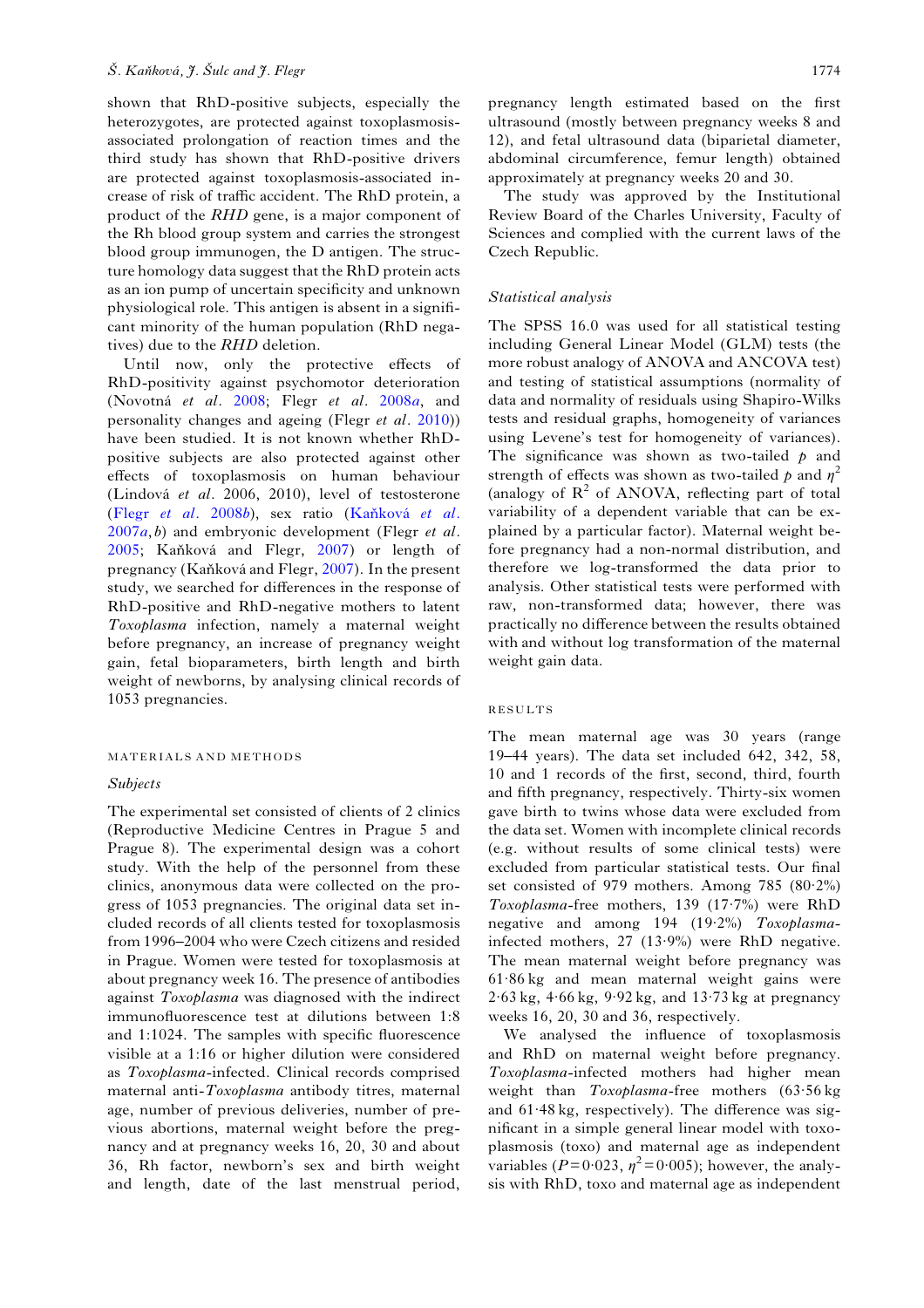shown that RhD-positive subjects, especially the heterozygotes, are protected against toxoplasmosis-associated prolongation of reaction times and the third study has shown that RhD-positive drivers are protected against toxoplasmosis-associated increase of risk of traffic accident. The RhD protein, a product of the *RHD* gene, is a major component of the Rh blood group system and carries the strongest blood group immunogen, the D antigen. The structure homology data suggest that the RhD protein acts as an ion pump of uncertain specificity and unknown physiological role. This antigen is absent in a significant minority of the human population (RhD negatives) due to the *RHD* deletion.

Until now, only the protective effects of RhD-positivity against psychomotor deterioration (Novotná *et al.* 2008; Flegr *et al.* 2008*a*, and personality changes and ageing (Flegr *et al.* 2010)) have been studied. It is not known whether RhD-positive subjects are also protected against other effects of toxoplasmosis on human behaviour (Lindová *et al.* 2006, 2010), level of testosterone (Flegr *et al.* 2008*b*), sex ratio (Kaňková *et al.* 2007*a*,*b*) and embryonic development (Flegr *et al.* 2005; Kaňková and Flegr, 2007) or length of pregnancy (Kaňková and Flegr, 2007). In the present study, we searched for differences in the response of RhD-positive and RhD-negative mothers to latent *Toxoplasma* infection, namely a maternal weight before pregnancy, an increase of pregnancy weight gain, fetal bioparameters, birth length and birth weight of newborns, by analysing clinical records of 1053 pregnancies.

## MATERIALS AND METHODS

### Subjects

The experimental set consisted of clients of 2 clinics (Reproductive Medicine Centres in Prague 5 and Prague 8). The experimental design was a cohort study. With the help of the personnel from these clinics, anonymous data were collected on the progress of 1053 pregnancies. The original data set included records of all clients tested for toxoplasmosis from 1996–2004 who were Czech citizens and resided in Prague. Women were tested for toxoplasmosis at about pregnancy week 16. The presence of antibodies against *Toxoplasma* was diagnosed with the indirect immunofluorescence test at dilutions between 1:8 and 1:1024. The samples with specific fluorescence visible at a 1:16 or higher dilution were considered as *Toxoplasma*-infected. Clinical records comprised maternal anti-*Toxoplasma* antibody titres, maternal age, number of previous deliveries, number of previous abortions, maternal weight before the pregnancy and at pregnancy weeks 16, 20, 30 and about 36, Rh factor, newborn's sex and birth weight and length, date of the last menstrual period, pregnancy length estimated based on the first ultrasound (mostly between pregnancy weeks 8 and 12), and fetal ultrasound data (biparietal diameter, abdominal circumference, femur length) obtained approximately at pregnancy weeks 20 and 30.

The study was approved by the Institutional Review Board of the Charles University, Faculty of Sciences and complied with the current laws of the Czech Republic.

### Statistical analysis

The SPSS 16.0 was used for all statistical testing including General Linear Model (GLM) tests (the more robust analogy of ANOVA and ANCOVA test) and testing of statistical assumptions (normality of data and normality of residuals using Shapiro-Wilks tests and residual graphs, homogeneity of variances using Levene's test for homogeneity of variances). The significance was shown as two-tailed $p$ and strength of effects was shown as two-tailed $p$ and $\eta^2$ (analogy of $R^2$ of ANOVA, reflecting part of total variability of a dependent variable that can be explained by a particular factor). Maternal weight before pregnancy had a non-normal distribution, and therefore we log-transformed the data prior to analysis. Other statistical tests were performed with raw, non-transformed data; however, there was practically no difference between the results obtained with and without log transformation of the maternal weight gain data.

## RESULTS

The mean maternal age was 30 years (range 19–44 years). The data set included 642, 342, 58, 10 and 1 records of the first, second, third, fourth and fifth pregnancy, respectively. Thirty-six women gave birth to twins whose data were excluded from the data set. Women with incomplete clinical records (e.g. without results of some clinical tests) were excluded from particular statistical tests. Our final set consisted of 979 mothers. Among 785 (80·2%) *Toxoplasma*-free mothers, 139 (17·7%) were RhD negative and among 194 (19·2%) *Toxoplasma*-infected mothers, 27 (13·9%) were RhD negative. The mean maternal weight before pregnancy was 61·86 kg and mean maternal weight gains were 2·63 kg, 4·66 kg, 9·92 kg, and 13·73 kg at pregnancy weeks 16, 20, 30 and 36, respectively.

We analysed the influence of toxoplasmosis and RhD on maternal weight before pregnancy. *Toxoplasma*-infected mothers had higher mean weight than *Toxoplasma*-free mothers (63·56 kg and 61·48 kg, respectively). The difference was significant in a simple general linear model with toxoplasmosis (toxo) and maternal age as independent variables ($P = 0{\cdot}023$, $\eta^2 = 0{\cdot}005$); however, the analysis with RhD, toxo and maternal age as independent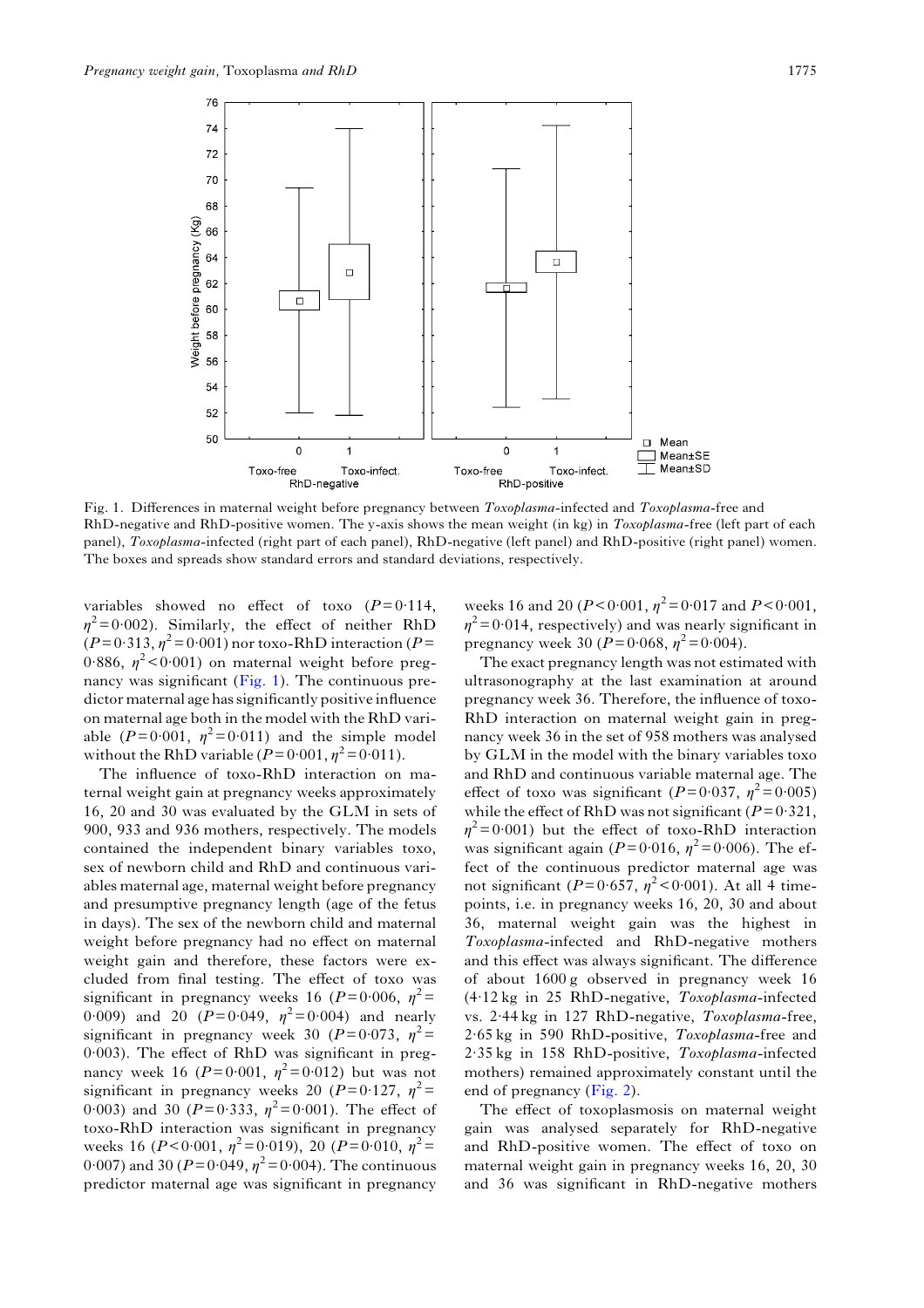Fig. 1. Differences in maternal weight before pregnancy between *Toxoplasma*-infected and *Toxoplasma*-free and RhD-negative and RhD-positive women. The y-axis shows the mean weight (in kg) in *Toxoplasma*-free (left part of each panel), *Toxoplasma*-infected (right part of each panel), RhD-negative (left panel) and RhD-positive (right panel) women. The boxes and spreads show standard errors and standard deviations, respectively.

variables showed no effect of toxo ($P = 0{\cdot}114$, $\eta^2 = 0{\cdot}002$). Similarly, the effect of neither RhD ($P = 0{\cdot}313$, $\eta^2 = 0{\cdot}001$) nor toxo-RhD interaction ($P = 0{\cdot}886$, $\eta^2 < 0{\cdot}001$) on maternal weight before pregnancy was significant (Fig. 1). The continuous predictor maternal age has significantly positive influence on maternal age both in the model with the RhD variable ($P = 0{\cdot}001$, $\eta^2 = 0{\cdot}011$) and the simple model without the RhD variable ($P = 0{\cdot}001$, $\eta^2 = 0{\cdot}011$).

The influence of toxo-RhD interaction on maternal weight gain at pregnancy weeks approximately 16, 20 and 30 was evaluated by the GLM in sets of 900, 933 and 936 mothers, respectively. The models contained the independent binary variables toxo, sex of newborn child and RhD and continuous variables maternal age, maternal weight before pregnancy and presumptive pregnancy length (age of the fetus in days). The sex of the newborn child and maternal weight before pregnancy had no effect on maternal weight gain and therefore, these factors were excluded from final testing. The effect of toxo was significant in pregnancy weeks 16 ($P = 0{\cdot}006$, $\eta^2 = 0{\cdot}009$) and 20 ($P = 0{\cdot}049$, $\eta^2 = 0{\cdot}004$) and nearly significant in pregnancy week 30 ($P = 0{\cdot}073$, $\eta^2 = 0{\cdot}003$). The effect of RhD was significant in pregnancy week 16 ($P = 0{\cdot}001$, $\eta^2 = 0{\cdot}012$) but was not significant in pregnancy weeks 20 ($P = 0{\cdot}127$, $\eta^2 = 0{\cdot}003$) and 30 ($P = 0{\cdot}333$, $\eta^2 = 0{\cdot}001$). The effect of toxo-RhD interaction was significant in pregnancy weeks 16 ($P < 0{\cdot}001$, $\eta^2 = 0{\cdot}019$), 20 ($P = 0{\cdot}010$, $\eta^2 = 0{\cdot}007$) and 30 ($P = 0{\cdot}049$, $\eta^2 = 0{\cdot}004$). The continuous predictor maternal age was significant in pregnancy weeks 16 and 20 ($P < 0{\cdot}001$, $\eta^2 = 0{\cdot}017$ and $P < 0{\cdot}001$, $\eta^2 = 0{\cdot}014$, respectively) and was nearly significant in pregnancy week 30 ($P = 0{\cdot}068$, $\eta^2 = 0{\cdot}004$).

The exact pregnancy length was not estimated with ultrasonography at the last examination at around pregnancy week 36. Therefore, the influence of toxo-RhD interaction on maternal weight gain in pregnancy week 36 in the set of 958 mothers was analysed by GLM in the model with the binary variables toxo and RhD and continuous variable maternal age. The effect of toxo was significant ($P = 0{\cdot}037$, $\eta^2 = 0{\cdot}005$) while the effect of RhD was not significant ($P = 0{\cdot}321$, $\eta^2 = 0{\cdot}001$) but the effect of toxo-RhD interaction was significant again ($P = 0{\cdot}016$, $\eta^2 = 0{\cdot}006$). The effect of the continuous predictor maternal age was not significant ($P = 0{\cdot}657$, $\eta^2 < 0{\cdot}001$). At all 4 time-points, i.e. in pregnancy weeks 16, 20, 30 and about 36, maternal weight gain was the highest in *Toxoplasma*-infected and RhD-negative mothers and this effect was always significant. The difference of about 1600 g observed in pregnancy week 16 (4·12 kg in 25 RhD-negative, *Toxoplasma*-infected vs. 2·44 kg in 127 RhD-negative, *Toxoplasma*-free, 2·65 kg in 590 RhD-positive, *Toxoplasma*-free and 2·35 kg in 158 RhD-positive, *Toxoplasma*-infected mothers) remained approximately constant until the end of pregnancy (Fig. 2).

The effect of toxoplasmosis on maternal weight gain was analysed separately for RhD-negative and RhD-positive women. The effect of toxo on maternal weight gain in pregnancy weeks 16, 20, 30 and 36 was significant in RhD-negative mothers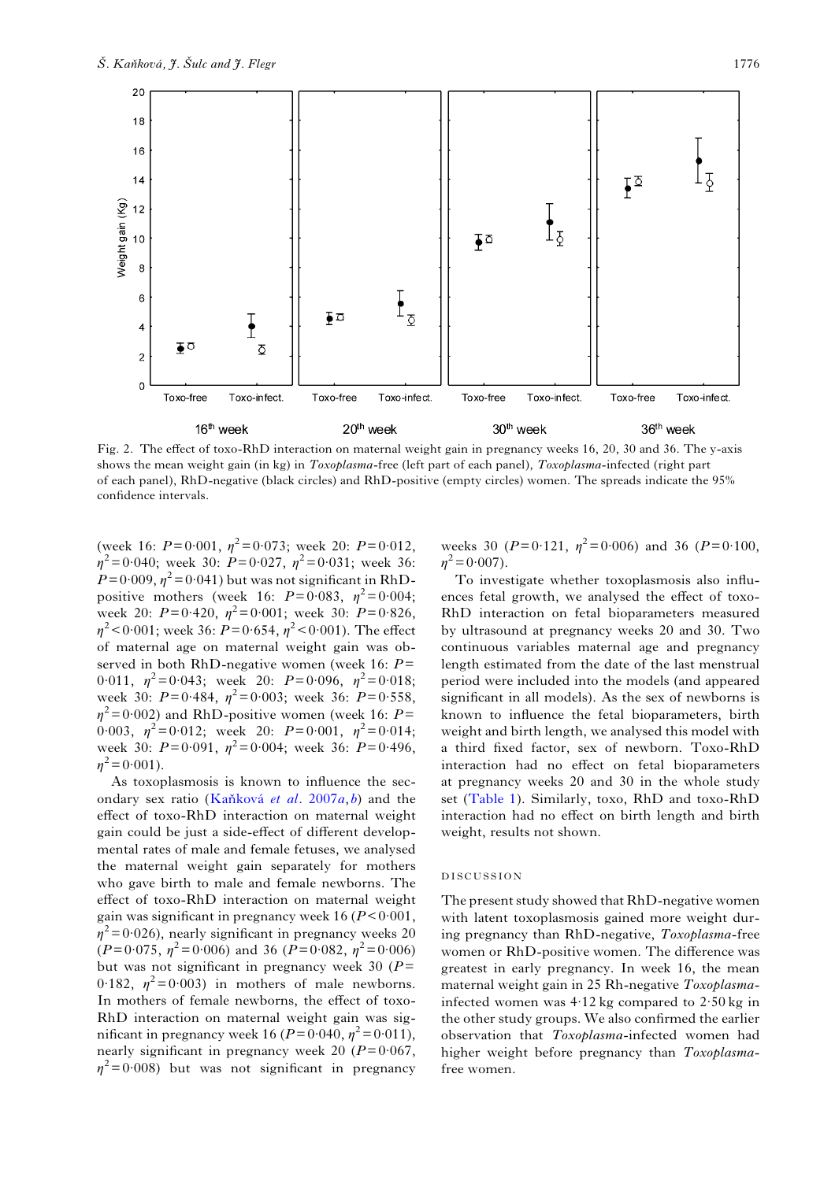Fig. 2. The effect of toxo-RhD interaction on maternal weight gain in pregnancy weeks 16, 20, 30 and 36. The y-axis shows the mean weight gain (in kg) in *Toxoplasma*-free (left part of each panel), *Toxoplasma*-infected (right part of each panel), RhD-negative (black circles) and RhD-positive (empty circles) women. The spreads indicate the 95% confidence intervals.

(week 16: $P=0{\cdot}001$, $\eta^2=0{\cdot}073$; week 20: $P=0{\cdot}012$, $\eta^2=0{\cdot}040$; week 30: $P=0{\cdot}027$, $\eta^2=0{\cdot}031$; week 36: $P=0{\cdot}009$, $\eta^2=0{\cdot}041$) but was not significant in RhD-positive mothers (week 16: $P=0{\cdot}083$, $\eta^2=0{\cdot}004$; week 20: $P=0{\cdot}420$, $\eta^2=0{\cdot}001$; week 30: $P=0{\cdot}826$, $\eta^2<0{\cdot}001$; week 36: $P=0{\cdot}654$, $\eta^2<0{\cdot}001$). The effect of maternal age on maternal weight gain was observed in both RhD-negative (week 16: $P=0{\cdot}011$, $\eta^2=0{\cdot}043$; week 20: $P=0{\cdot}096$, $\eta^2=0{\cdot}018$; week 30: $P=0{\cdot}484$, $\eta^2=0{\cdot}003$; week 36: $P=0{\cdot}558$, $\eta^2=0{\cdot}002$) and RhD-positive women (week 16: $P=0{\cdot}003$, $\eta^2=0{\cdot}012$; week 20: $P=0{\cdot}001$, $\eta^2=0{\cdot}014$; week 30: $P=0{\cdot}091$, $\eta^2=0{\cdot}004$; week 36: $P=0{\cdot}496$, $\eta^2=0{\cdot}001$).

As toxoplasmosis is known to influence the secondary sex ratio (Kaňková *et al*. 2007*a*, *b*) and the effect of toxo-RhD interaction on maternal weight gain could be just a side-effect of different developmental rates of male and female fetuses, we analysed the maternal weight gain separately for mothers who gave birth to male and female newborns. The effect of toxo-RhD interaction on maternal weight gain was significant in pregnancy week 16 ($P<0{\cdot}001$, $\eta^2=0{\cdot}026$), nearly significant in pregnancy weeks 20 ($P=0{\cdot}075$, $\eta^2=0{\cdot}006$) and 36 ($P=0{\cdot}082$, $\eta^2=0{\cdot}006$) but was not significant in pregnancy week 30 ($P=0{\cdot}182$, $\eta^2=0{\cdot}003$) in mothers of male newborns. In mothers of female newborns, the effect of toxo-RhD interaction on maternal weight gain was significant in pregnancy week 16 ($P=0{\cdot}040$, $\eta^2=0{\cdot}011$), nearly significant in pregnancy week 20 ($P=0{\cdot}067$, $\eta^2=0{\cdot}008$) but was not significant in pregnancy weeks 30 ($P=0{\cdot}121$, $\eta^2=0{\cdot}006$) and 36 ($P=0{\cdot}100$, $\eta^2=0{\cdot}007$).

To investigate whether toxoplasmosis also influences fetal growth, we analysed the effect of toxo-RhD interaction on fetal bioparameters measured by ultrasound at pregnancy weeks 20 and 30. Two continuous variables maternal age and pregnancy length estimated from the date of the last menstrual period were included into the models (and appeared significant in all models). As the sex of newborns is known to influence the fetal bioparameters, birth weight and birth length, we analysed this model with a third fixed factor, sex of newborn. Toxo-RhD interaction had no effect on fetal bioparameters at pregnancy weeks 20 and 30 in the whole study set (Table 1). Similarly, toxo, RhD and toxo-RhD interaction had no effect on birth length and birth weight, results not shown.

## DISCUSSION

The present study showed that RhD-negative women with latent toxoplasmosis gained more weight during pregnancy than RhD-negative, *Toxoplasma*-free women or RhD-positive women. The difference was greatest in early pregnancy. In week 16, the mean maternal weight gain in 25 Rh-negative *Toxoplasma*-infected women was 4·12 kg compared to 2·50 kg in the other study groups. We also confirmed the earlier observation that *Toxoplasma*-infected women had higher weight before pregnancy than *Toxoplasma*-free women.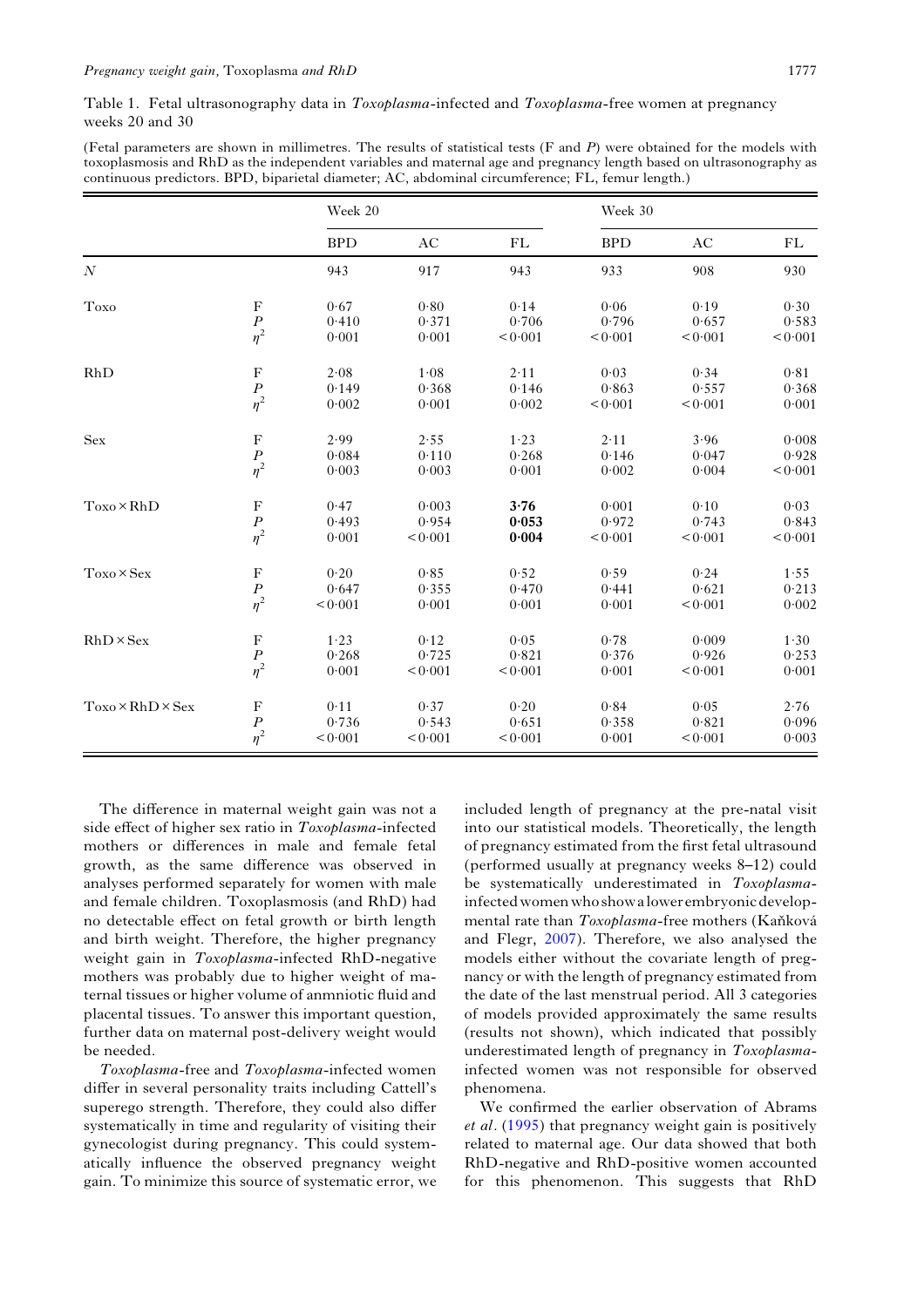Table 1. Fetal ultrasonography data in *Toxoplasma*-infected and *Toxoplasma*-free women at pregnancy weeks 20 and 30

(Fetal parameters are shown in millimetres. The results of statistical tests (F and *P*) were obtained for the models with toxoplasmosis and RhD as the independent variables and maternal age and pregnancy length based on ultrasonography as continuous predictors. BPD, biparietal diameter; AC, abdominal circumference; FL, femur length.)

| | | Week 20 | | | Week 30 | | |
|---|---|---|---|---|---|---|---|
| | | BPD | AC | FL | BPD | AC | FL |
| $N$ | | 943 | 917 | 943 | 933 | 908 | 930 |
| Toxo | F | 0·67 | 0·80 | 0·14 | 0·06 | 0·19 | 0·30 |
| | $P$ | 0·410 | 0·371 | 0·706 | 0·796 | 0·657 | 0·583 |
| | $\eta^2$ | 0·001 | 0·001 | <0·001 | <0·001 | <0·001 | <0·001 |
| RhD | F | 2·08 | 1·08 | 2·11 | 0·03 | 0·34 | 0·81 |
| | $P$ | 0·149 | 0·368 | 0·146 | 0·863 | 0·557 | 0·368 |
| | $\eta^2$ | 0·002 | 0·001 | 0·002 | <0·001 | <0·001 | 0·001 |
| Sex | F | 2·99 | 2·55 | 1·23 | 2·11 | 3·96 | 0·008 |
| | $P$ | 0·084 | 0·110 | 0·268 | 0·146 | 0·047 | 0·928 |
| | $\eta^2$ | 0·003 | 0·003 | 0·001 | 0·002 | 0·004 | <0·001 |
| Toxo × RhD | F | 0·47 | 0·003 | **3·76** | 0·001 | 0·10 | 0·03 |
| | $P$ | 0·493 | 0·954 | **0·053** | 0·972 | 0·743 | 0·843 |
| | $\eta^2$ | 0·001 | <0·001 | **0·004** | <0·001 | <0·001 | <0·001 |
| Toxo × Sex | F | 0·20 | 0·85 | 0·52 | 0·59 | 0·24 | 1·55 |
| | $P$ | 0·647 | 0·355 | 0·470 | 0·441 | 0·621 | 0·213 |
| | $\eta^2$ | <0·001 | 0·001 | 0·001 | 0·001 | <0·001 | 0·002 |
| RhD × Sex | F | 1·23 | 0·12 | 0·05 | 0·78 | 0·009 | 1·30 |
| | $P$ | 0·268 | 0·725 | 0·821 | 0·376 | 0·926 | 0·253 |
| | $\eta^2$ | 0·001 | <0·001 | <0·001 | 0·001 | <0·001 | 0·001 |
| Toxo × RhD × Sex | F | 0·11 | 0·37 | 0·20 | 0·84 | 0·05 | 2·76 |
| | $P$ | 0·736 | 0·543 | 0·651 | 0·358 | 0·821 | 0·096 |
| | $\eta^2$ | <0·001 | <0·001 | <0·001 | 0·001 | <0·001 | 0·003 |

The difference in maternal weight gain was not a side effect of higher sex ratio in *Toxoplasma*-infected mothers or differences in male and female fetal growth, as the same difference was observed in analyses performed separately for women with male and female children. Toxoplasmosis (and RhD) had no detectable effect on fetal growth or birth length and birth weight. Therefore, the higher pregnancy weight gain in *Toxoplasma*-infected RhD-negative mothers was probably due to higher weight of maternal tissues or higher volume of anmniotic fluid and placental tissues. To answer this important question, further data on maternal post-delivery weight would be needed.

*Toxoplasma*-free and *Toxoplasma*-infected women differ in several personality traits including Cattell's superego strength. Therefore, they could also differ systematically in time and regularity of visiting their gynecologist during pregnancy. This could systematically influence the observed pregnancy weight gain. To minimize this source of systematic error, we included length of pregnancy at the pre-natal visit into our statistical models. Theoretically, the length of pregnancy estimated from the first fetal ultrasound (performed usually at pregnancy weeks 8–12) could be systematically underestimated in *Toxoplasma*-infected women who show a lower embryonic developmental rate than *Toxoplasma*-free mothers (Kaňková and Flegr, 2007). Therefore, we also analysed the models either without the covariate length of pregnancy or with the length of pregnancy estimated from the date of the last menstrual period. All 3 categories of models provided approximately the same results (results not shown), which indicated that possibly underestimated length of pregnancy in *Toxoplasma*-infected women was not responsible for observed phenomena.

We confirmed the earlier observation of Abrams *et al*. (1995) that pregnancy weight gain is positively related to maternal age. Our data showed that both RhD-negative and RhD-positive women accounted for this phenomenon. This suggests that RhD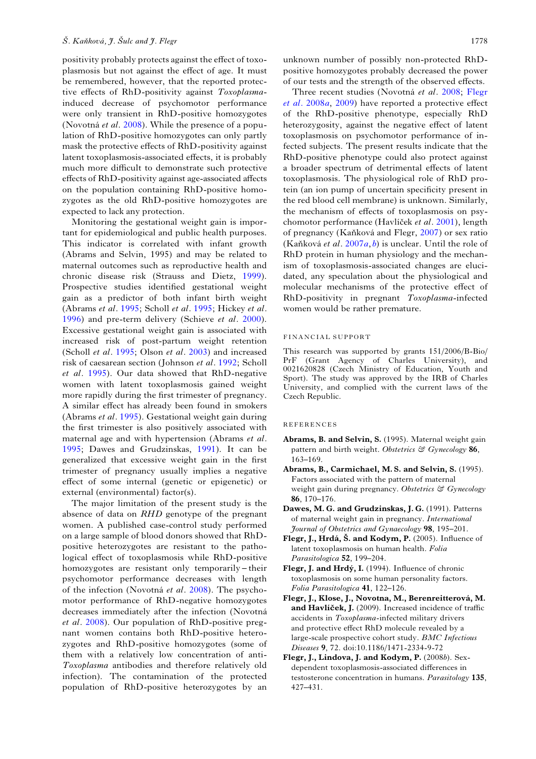positivity probably protects against the effect of toxoplasmosis but not against the effect of age. It must be remembered, however, that the reported protective effects of RhD-positivity against *Toxoplasma*-induced decrease of psychomotor performance were only transient in RhD-positive homozygotes (Novotná *et al*. 2008). While the presence of a population of RhD-positive homozygotes can only partly mask the protective effects of RhD-positivity against latent toxoplasmosis-associated effects, it is probably much more difficult to demonstrate such protective effects of RhD-positivity against age-associated affects on the population containing RhD-positive homozygotes as the old RhD-positive homozygotes are expected to lack any protection.

Monitoring the gestational weight gain is important for epidemiological and public health purposes. This indicator is correlated with infant growth (Abrams and Selvin, 1995) and may be related to maternal outcomes such as reproductive health and chronic disease risk (Strauss and Dietz, 1999). Prospective studies identified gestational weight gain as a predictor of both infant birth weight (Abrams *et al*. 1995; Scholl *et al*. 1995; Hickey *et al*. 1996) and pre-term delivery (Schieve *et al*. 2000). Excessive gestational weight gain is associated with increased risk of post-partum weight retention (Scholl *et al*. 1995; Olson *et al*. 2003) and increased risk of caesarean section (Johnson *et al*. 1992; Scholl *et al*. 1995). Our data showed that RhD-negative women with latent toxoplasmosis gained weight more rapidly during the first trimester of pregnancy. A similar effect has already been found in smokers (Abrams *et al*. 1995). Gestational weight gain during the first trimester is also positively associated with maternal age and with hypertension (Abrams *et al*. 1995; Dawes and Grudzinskas, 1991). It can be generalized that excessive weight gain in the first trimester of pregnancy usually implies a negative effect of some internal (genetic or epigenetic) or external (environmental) factor(s).

The major limitation of the present study is the absence of data on *RHD* genotype of the pregnant women. A published case-control study performed on a large sample of blood donors showed that RhD-positive heterozygotes are resistant to the pathological effect of toxoplasmosis while RhD-positive homozygotes are resistant only temporarily – their psychomotor performance decreases with length of the infection (Novotná *et al*. 2008). The psychomotor performance of RhD-negative homozygotes decreases immediately after the infection (Novotná *et al*. 2008). Our population of RhD-positive pregnant women contains both RhD-positive heterozygotes and RhD-positive homozygotes (some of them with a relatively low concentration of anti-*Toxoplasma* antibodies and therefore relatively old infection). The contamination of the protected population of RhD-positive heterozygotes by an unknown number of possibly non-protected RhD-positive homozygotes probably decreased the power of our tests and the strength of the observed effects.

Three recent studies (Novotná *et al*. 2008; Flegr *et al*. 2008*a*, 2009) have reported a protective effect of the RhD-positive phenotype, especially RhD heterozygosity, against the negative effect of latent toxoplasmosis on psychomotor performance of infected subjects. The present results indicate that the RhD-positive phenotype could also protect against a broader spectrum of detrimental effects of latent toxoplasmosis. The physiological role of RhD protein (an ion pump of uncertain specificity present in the red blood cell membrane) is unknown. Similarly, the mechanism of effects of toxoplasmosis on psychomotor performance (Havlíček *et al*. 2001), length of pregnancy (Kaňková and Flegr, 2007) or sex ratio (Kaňková *et al*. 2007*a*, *b*) is unclear. Until the role of RhD protein in human physiology and the mechanism of toxoplasmosis-associated changes are elucidated, any speculation about the physiological and molecular mechanisms of the protective effect of RhD-positivity in pregnant *Toxoplasma*-infected women would be rather premature.

## FINANCIAL SUPPORT

This research was supported by grants 151/2006/B-Bio/PrF (Grant Agency of Charles University), and 0021620828 (Czech Ministry of Education, Youth and Sport). The study was approved by the IRB of Charles University, and complied with the current laws of the Czech Republic.

## REFERENCES

**Abrams, B. and Selvin, S.** (1995). Maternal weight gain pattern and birth weight. *Obstetrics & Gynecology* **86**, 163–169.

**Abrams, B., Carmichael, M. S. and Selvin, S.** (1995). Factors associated with the pattern of maternal weight gain during pregnancy. *Obstetrics & Gynecology* **86**, 170–176.

**Dawes, M. G. and Grudzinskas, J. G.** (1991). Patterns of maternal weight gain in pregnancy. *International Journal of Obstetrics and Gynaecology* **98**, 195–201.

**Flegr, J., Hrdá, Š. and Kodym, P.** (2005). Influence of latent toxoplasmosis on human health. *Folia Parasitologica* **52**, 199–204.

**Flegr, J. and Hrdý, I.** (1994). Influence of chronic toxoplasmosis on some human personality factors. *Folia Parasitologica* **41**, 122–126.

**Flegr, J., Klose, J., Novotna, M., Berenreitterová, M. and Havlíček, J.** (2009). Increased incidence of traffic accidents in *Toxoplasma*-infected military drivers and protective effect RhD molecule revealed by a large-scale prospective cohort study. *BMC Infectious Diseases* **9**, 72. doi:10.1186/1471-2334-9-72

**Flegr, J., Lindova, J. and Kodym, P.** (2008*b*). Sex-dependent toxoplasmosis-associated differences in testosterone concentration in humans. *Parasitology* **135**, 427–431.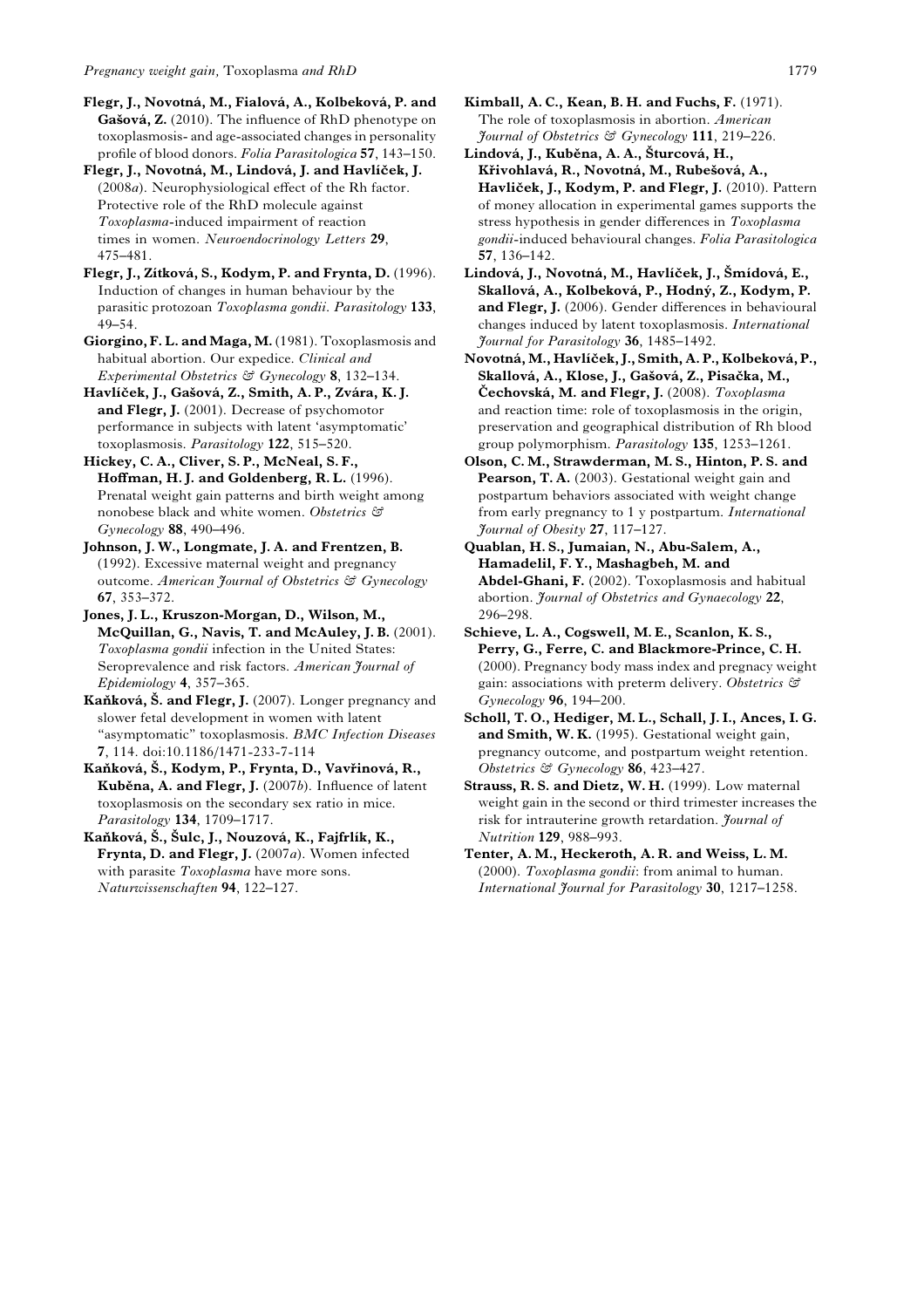**Flegr, J., Novotná, M., Fialová, A., Kolbeková, P. and Gašová, Z.** (2010). The influence of RhD phenotype on toxoplasmosis- and age-associated changes in personality profile of blood donors. *Folia Parasitologica* **57**, 143–150.

**Flegr, J., Novotná, M., Lindová, J. and Havlíček, J.** (2008*a*). Neurophysiological effect of the Rh factor. Protective role of the RhD molecule against *Toxoplasma*-induced impairment of reaction times in women. *Neuroendocrinology Letters* **29**, 475–481.

**Flegr, J., Zítková, S., Kodym, P. and Frynta, D.** (1996). Induction of changes in human behaviour by the parasitic protozoan *Toxoplasma gondii*. *Parasitology* **133**, 49–54.

**Giorgino, F. L. and Maga, M.** (1981). Toxoplasmosis and habitual abortion. Our expedice. *Clinical and Experimental Obstetrics & Gynecology* **8**, 132–134.

**Havlíček, J., Gašová, Z., Smith, A. P., Zvára, K. J. and Flegr, J.** (2001). Decrease of psychomotor performance in subjects with latent 'asymptomatic' toxoplasmosis. *Parasitology* **122**, 515–520.

**Hickey, C. A., Cliver, S. P., McNeal, S. F., Hoffman, H. J. and Goldenberg, R. L.** (1996). Prenatal weight gain patterns and birth weight among nonobese black and white women. *Obstetrics & Gynecology* **88**, 490–496.

**Johnson, J. W., Longmate, J. A. and Frentzen, B.** (1992). Excessive maternal weight and pregnancy outcome. *American Journal of Obstetrics & Gynecology* **67**, 353–372.

**Jones, J. L., Kruszon-Morgan, D., Wilson, M., McQuillan, G., Navis, T. and McAuley, J. B.** (2001). *Toxoplasma gondii* infection in the United States: Seroprevalence and risk factors. *American Journal of Epidemiology* **4**, 357–365.

**Kaňková, Š. and Flegr, J.** (2007). Longer pregnancy and slower fetal development in women with latent "asymptomatic" toxoplasmosis. *BMC Infection Diseases* **7**, 114. doi:10.1186/1471-233-7-114

**Kaňková, Š., Kodym, P., Frynta, D., Vavřinová, R., Kuběna, A. and Flegr, J.** (2007*b*). Influence of latent toxoplasmosis on the secondary sex ratio in mice. *Parasitology* **134**, 1709–1717.

**Kaňková, Š., Šulc, J., Nouzová, K., Fajfrlík, K., Frynta, D. and Flegr, J.** (2007*a*). Women infected with parasite *Toxoplasma* have more sons. *Naturwissenschaften* **94**, 122–127.

**Kimball, A. C., Kean, B. H. and Fuchs, F.** (1971). The role of toxoplasmosis in abortion. *American Journal of Obstetrics & Gynecology* **111**, 219–226.

**Lindová, J., Kuběna, A. A., Šturcová, H., Křivohlavá, R., Novotná, M., Rubešová, A., Havlíček, J., Kodym, P. and Flegr, J.** (2010). Pattern of money allocation in experimental games supports the stress hypothesis in gender differences in *Toxoplasma gondii*-induced behavioural changes. *Folia Parasitologica* **57**, 136–142.

**Lindová, J., Novotná, M., Havlíček, J., Šmídová, E., Skallová, A., Kolbeková, P., Hodný, Z., Kodym, P. and Flegr, J.** (2006). Gender differences in behavioural changes induced by latent toxoplasmosis. *International Journal for Parasitology* **36**, 1485–1492.

**Novotná, M., Havlíček, J., Smith, A. P., Kolbeková, P., Skallová, A., Klose, J., Gašová, Z., Pisačka, M., Čechovská, M. and Flegr, J.** (2008). *Toxoplasma* and reaction time: role of toxoplasmosis in the origin, preservation and geographical distribution of Rh blood group polymorphism. *Parasitology* **135**, 1253–1261.

**Olson, C. M., Strawderman, M. S., Hinton, P. S. and Pearson, T. A.** (2003). Gestational weight gain and postpartum behaviors associated with weight change from early pregnancy to 1 y postpartum. *International Journal of Obesity* **27**, 117–127.

**Quablan, H. S., Jumaian, N., Abu-Salem, A., Hamadelil, F. Y., Mashagbeh, M. and Abdel-Ghani, F.** (2002). Toxoplasmosis and habitual abortion. *Journal of Obstetrics and Gynaecology* **22**, 296–298.

**Schieve, L. A., Cogswell, M. E., Scanlon, K. S., Perry, G., Ferre, C. and Blackmore-Prince, C. H.** (2000). Pregnancy body mass index and pregnacy weight gain: associations with preterm delivery. *Obstetrics & Gynecology* **96**, 194–200.

**Scholl, T. O., Hediger, M. L., Schall, J. I., Ances, I. G. and Smith, W. K.** (1995). Gestational weight gain, pregnancy outcome, and postpartum weight retention. *Obstetrics & Gynecology* **86**, 423–427.

**Strauss, R. S. and Dietz, W. H.** (1999). Low maternal weight gain in the second or third trimester increases the risk for intrauterine growth retardation. *Journal of Nutrition* **129**, 988–993.

**Tenter, A. M., Heckeroth, A. R. and Weiss, L. M.** (2000). *Toxoplasma gondii*: from animal to human. *International Journal for Parasitology* **30**, 1217–1258.